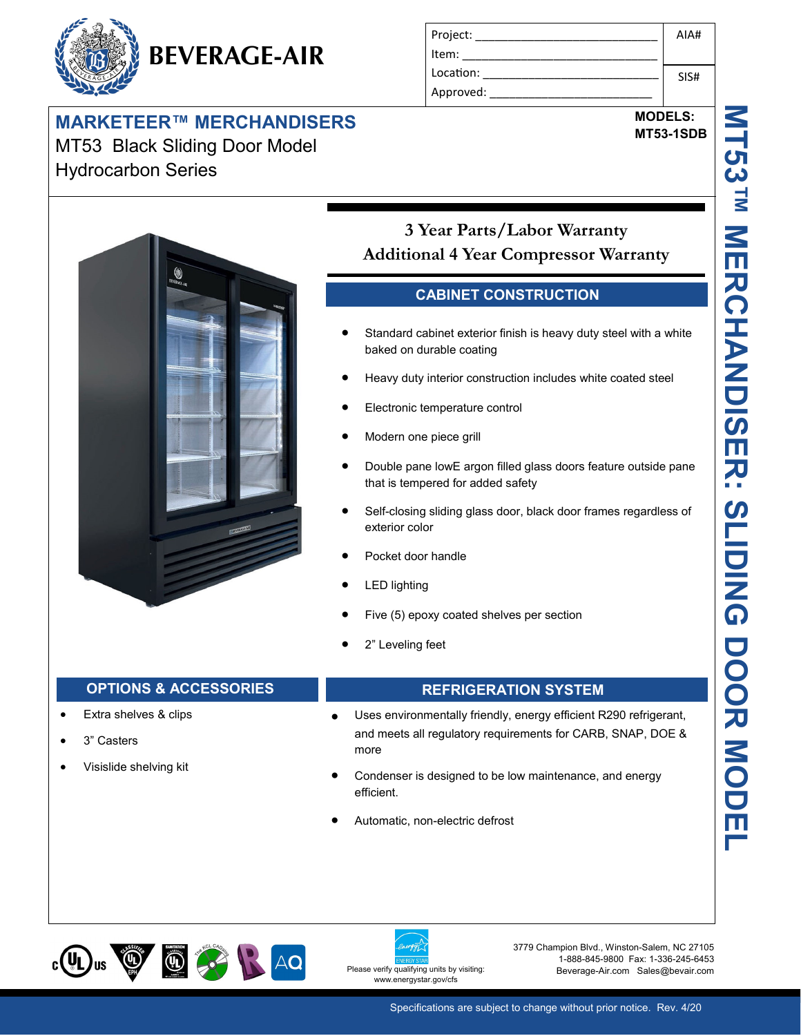# BEVERAGE-AIR

| Project: ______________________________ | AIA# |
|---|---|
| Item: ______________________________ | |
| Location: ______________________________ | SIS# |
| Approved: ______________________________ | |

## MARKETEER™ MERCHANDISERS

MT53 Black Sliding Door Model
Hydrocarbon Series

**MODELS:**
**MT53-1SDB**

MT53™ MERCHANDISER: SLIDING DOOR MODEL

**3 Year Parts/Labor Warranty**
**Additional 4 Year Compressor Warranty**

## CABINET CONSTRUCTION

- Standard cabinet exterior finish is heavy duty steel with a white baked on durable coating
- Heavy duty interior construction includes white coated steel
- Electronic temperature control
- Modern one piece grill
- Double pane lowE argon filled glass doors feature outside pane that is tempered for added safety
- Self-closing sliding glass door, black door frames regardless of exterior color
- Pocket door handle
- LED lighting
- Five (5) epoxy coated shelves per section
- 2" Leveling feet

## OPTIONS & ACCESSORIES

- Extra shelves & clips
- 3" Casters
- Visislide shelving kit

## REFRIGERATION SYSTEM

- Uses environmentally friendly, energy efficient R290 refrigerant, and meets all regulatory requirements for CARB, SNAP, DOE & more
- Condenser is designed to be low maintenance, and energy efficient.
- Automatic, non-electric defrost

Please verify qualifying units by visiting: www.energystar.gov/cfs

3779 Champion Blvd., Winston-Salem, NC 27105
1-888-845-9800 Fax: 1-336-245-6453
Beverage-Air.com Sales@bevair.com

Specifications are subject to change without prior notice. Rev. 4/20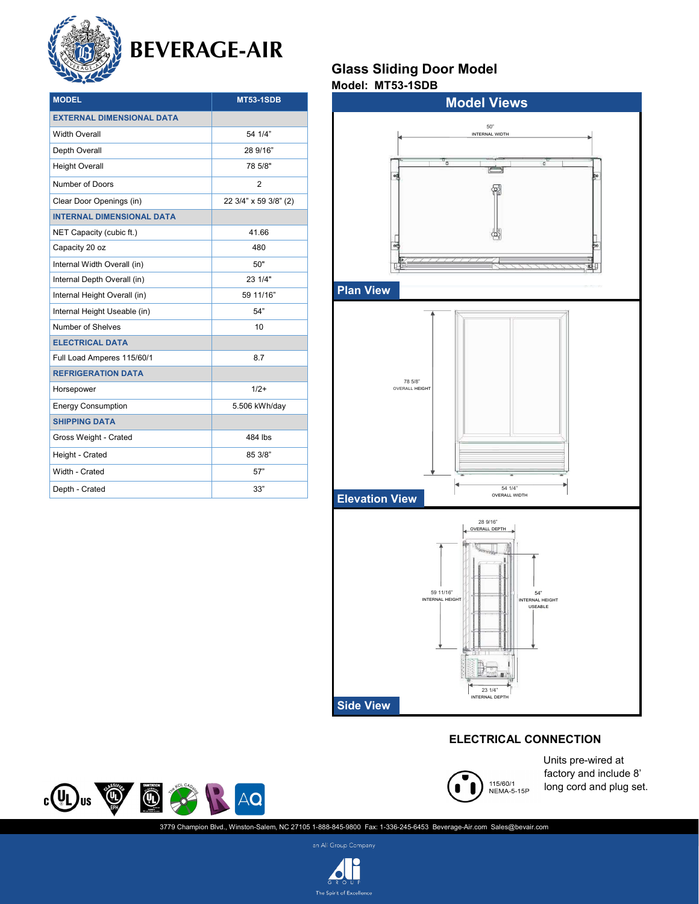# BEVERAGE-AIR

## Glass Sliding Door Model

**Model: MT53-1SDB**

| MODEL | MT53-1SDB |
|---|---|
| **EXTERNAL DIMENSIONAL DATA** | |
| Width Overall | 54 1/4" |
| Depth Overall | 28 9/16" |
| Height Overall | 78 5/8" |
| Number of Doors | 2 |
| Clear Door Openings (in) | 22 3/4" x 59 3/8" (2) |
| **INTERNAL DIMENSIONAL DATA** | |
| NET Capacity (cubic ft.) | 41.66 |
| Capacity 20 oz | 480 |
| Internal Width Overall (in) | 50" |
| Internal Depth Overall (in) | 23 1/4" |
| Internal Height Overall (in) | 59 11/16" |
| Internal Height Useable (in) | 54" |
| Number of Shelves | 10 |
| **ELECTRICAL DATA** | |
| Full Load Amperes 115/60/1 | 8.7 |
| **REFRIGERATION DATA** | |
| Horsepower | 1/2+ |
| Energy Consumption | 5.506 kWh/day |
| **SHIPPING DATA** | |
| Gross Weight - Crated | 484 lbs |
| Height - Crated | 85 3/8" |
| Width - Crated | 57" |
| Depth - Crated | 33" |

## Model Views

50"
INTERNAL WIDTH

**Plan View**

78 5/8"
OVERALL HEIGHT

54 1/4"
OVERALL WIDTH

**Elevation View**

28 9/16"
OVERALL DEPTH

59 11/16"
INTERNAL HEIGHT

54"
INTERNAL HEIGHT
USEABLE

23 1/4"
INTERNAL DEPTH

**Side View**

## ELECTRICAL CONNECTION

115/60/1
NEMA-5-15P

Units pre-wired at factory and include 8' long cord and plug set.

3779 Champion Blvd., Winston-Salem, NC 27105 1-888-845-9800 Fax: 1-336-245-6453 Beverage-Air.com Sales@bevair.com

an Ali Group Company

The Spirit of Excellence